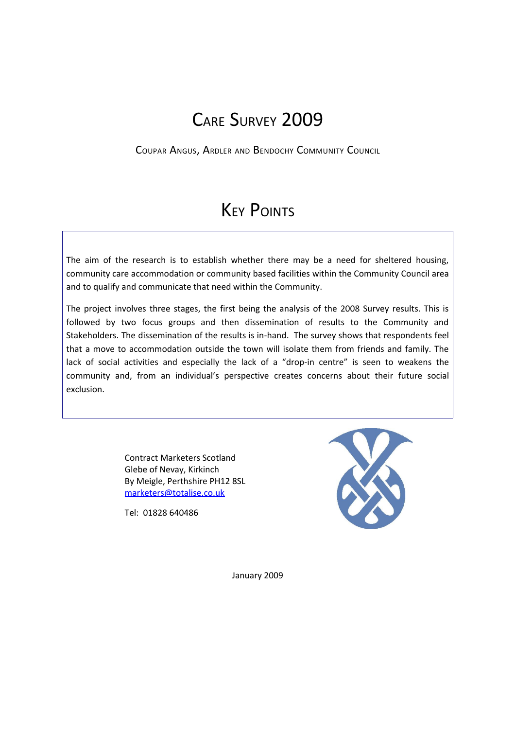# Care Survey 2009

Coupar Angus, Ardler and Bendochy Community Council

## Key Points

The aim of the research is to establish whether there may be a need for sheltered housing, community care accommodation or community based facilities within the Community Council area and to qualify and communicate that need within the Community.

The project involves three stages, the first being the analysis of the 2008 Survey results. This is followed by two focus groups and then dissemination of results to the Community and Stakeholders. The dissemination of the results is in-hand. The survey shows that respondents feel that a move to accommodation outside the town will isolate them from friends and family. The lack of social activities and especially the lack of a "drop-in centre" is seen to weakens the community and, from an individual's perspective creates concerns about their future social exclusion.

Contract Marketers Scotland
Glebe of Nevay, Kirkinch
By Meigle, Perthshire PH12 8SL
marketers@totalise.co.uk

Tel: 01828 640486

January 2009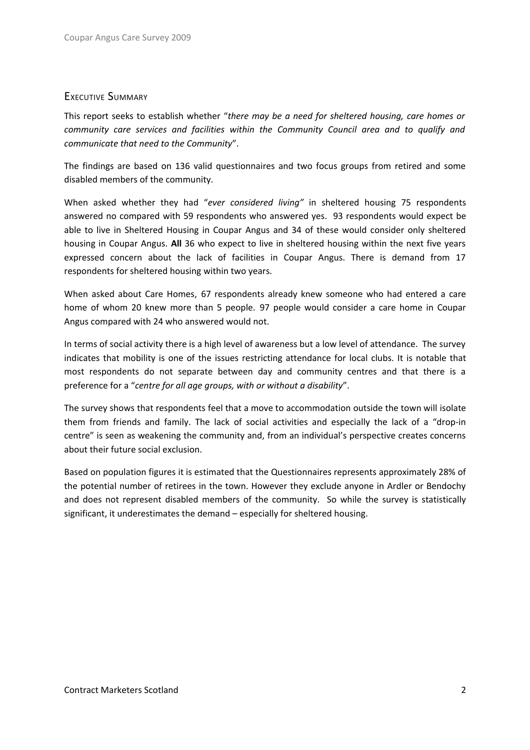## Executive Summary

This report seeks to establish whether "*there may be a need for sheltered housing, care homes or community care services and facilities within the Community Council area and to qualify and communicate that need to the Community*".

The findings are based on 136 valid questionnaires and two focus groups from retired and some disabled members of the community.

When asked whether they had "*ever considered living"* in sheltered housing 75 respondents answered no compared with 59 respondents who answered yes. 93 respondents would expect be able to live in Sheltered Housing in Coupar Angus and 34 of these would consider only sheltered housing in Coupar Angus. **All** 36 who expect to live in sheltered housing within the next five years expressed concern about the lack of facilities in Coupar Angus. There is demand from 17 respondents for sheltered housing within two years.

When asked about Care Homes, 67 respondents already knew someone who had entered a care home of whom 20 knew more than 5 people. 97 people would consider a care home in Coupar Angus compared with 24 who answered would not.

In terms of social activity there is a high level of awareness but a low level of attendance. The survey indicates that mobility is one of the issues restricting attendance for local clubs. It is notable that most respondents do not separate between day and community centres and that there is a preference for a "*centre for all age groups, with or without a disability*".

The survey shows that respondents feel that a move to accommodation outside the town will isolate them from friends and family. The lack of social activities and especially the lack of a "drop-in centre" is seen as weakening the community and, from an individual's perspective creates concerns about their future social exclusion.

Based on population figures it is estimated that the Questionnaires represents approximately 28% of the potential number of retirees in the town. However they exclude anyone in Ardler or Bendochy and does not represent disabled members of the community. So while the survey is statistically significant, it underestimates the demand – especially for sheltered housing.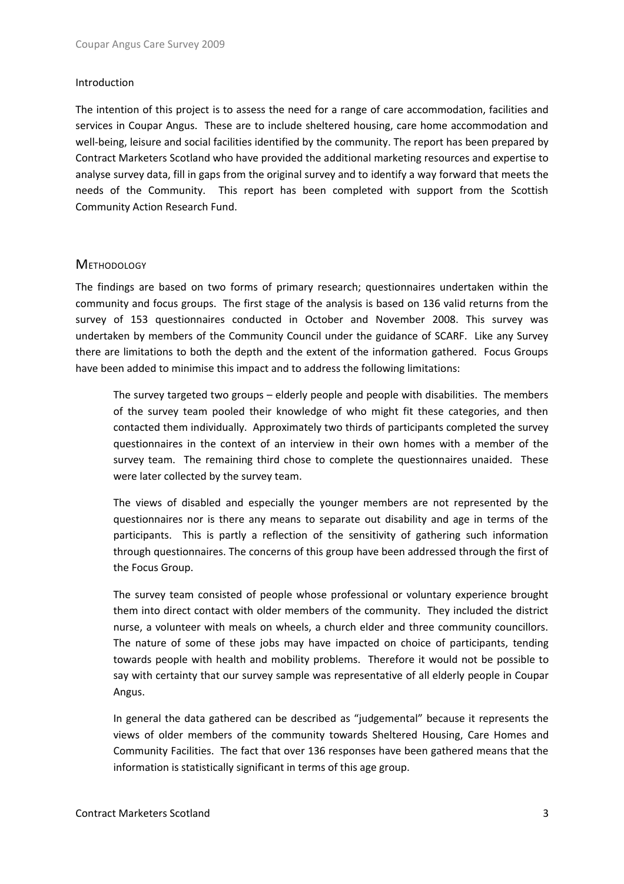## Introduction

The intention of this project is to assess the need for a range of care accommodation, facilities and services in Coupar Angus. These are to include sheltered housing, care home accommodation and well-being, leisure and social facilities identified by the community. The report has been prepared by Contract Marketers Scotland who have provided the additional marketing resources and expertise to analyse survey data, fill in gaps from the original survey and to identify a way forward that meets the needs of the Community. This report has been completed with support from the Scottish Community Action Research Fund.

## Methodology

The findings are based on two forms of primary research; questionnaires undertaken within the community and focus groups. The first stage of the analysis is based on 136 valid returns from the survey of 153 questionnaires conducted in October and November 2008. This survey was undertaken by members of the Community Council under the guidance of SCARF. Like any Survey there are limitations to both the depth and the extent of the information gathered. Focus Groups have been added to minimise this impact and to address the following limitations:

> The survey targeted two groups – elderly people and people with disabilities. The members of the survey team pooled their knowledge of who might fit these categories, and then contacted them individually. Approximately two thirds of participants completed the survey questionnaires in the context of an interview in their own homes with a member of the survey team. The remaining third chose to complete the questionnaires unaided. These were later collected by the survey team.
>
> The views of disabled and especially the younger members are not represented by the questionnaires nor is there any means to separate out disability and age in terms of the participants. This is partly a reflection of the sensitivity of gathering such information through questionnaires. The concerns of this group have been addressed through the first of the Focus Group.
>
> The survey team consisted of people whose professional or voluntary experience brought them into direct contact with older members of the community. They included the district nurse, a volunteer with meals on wheels, a church elder and three community councillors. The nature of some of these jobs may have impacted on choice of participants, tending towards people with health and mobility problems. Therefore it would not be possible to say with certainty that our survey sample was representative of all elderly people in Coupar Angus.
>
> In general the data gathered can be described as "judgemental" because it represents the views of older members of the community towards Sheltered Housing, Care Homes and Community Facilities. The fact that over 136 responses have been gathered means that the information is statistically significant in terms of this age group.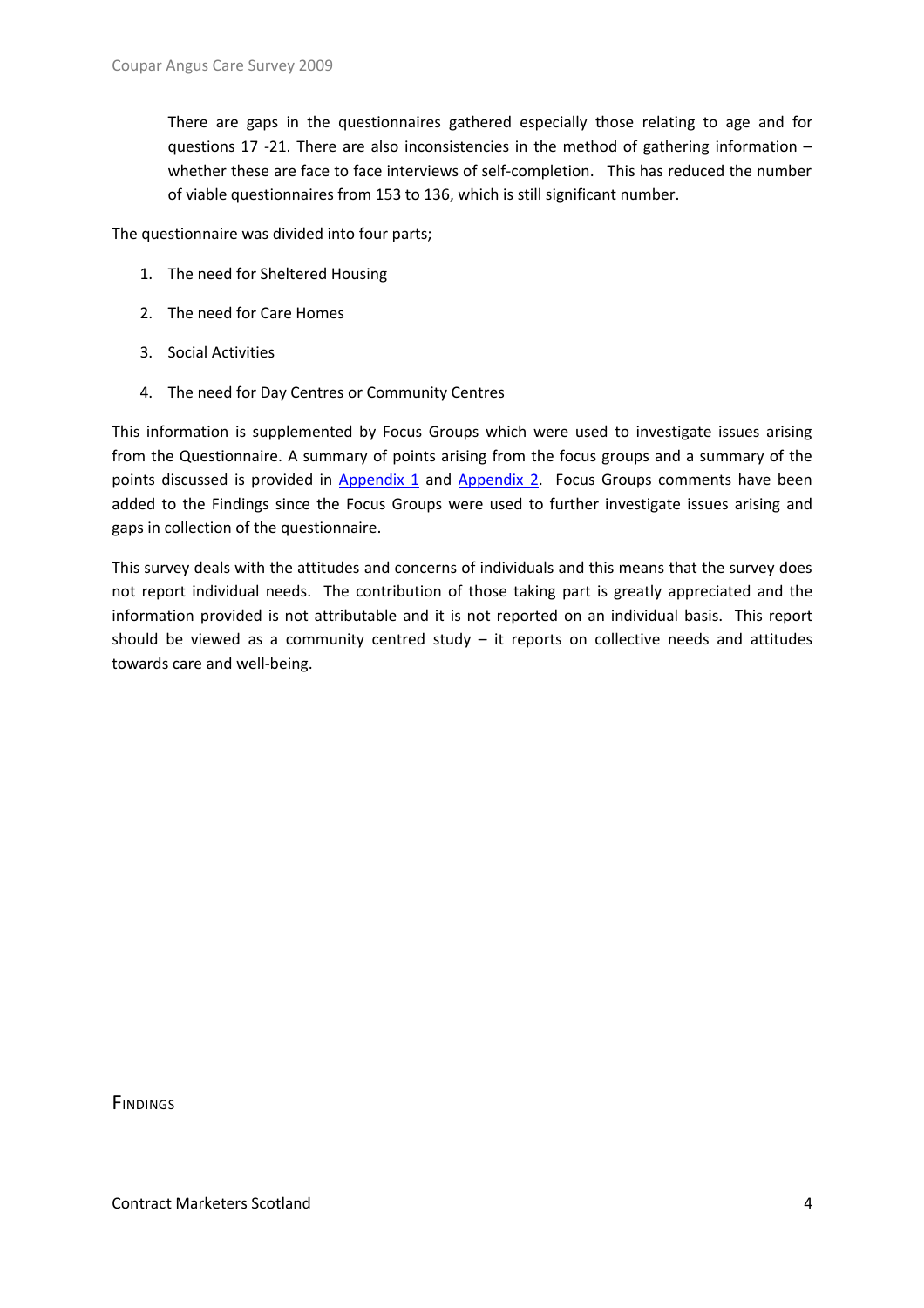There are gaps in the questionnaires gathered especially those relating to age and for questions 17 -21. There are also inconsistencies in the method of gathering information – whether these are face to face interviews of self-completion. This has reduced the number of viable questionnaires from 153 to 136, which is still significant number.

The questionnaire was divided into four parts;

1. The need for Sheltered Housing
2. The need for Care Homes
3. Social Activities
4. The need for Day Centres or Community Centres

This information is supplemented by Focus Groups which were used to investigate issues arising from the Questionnaire. A summary of points arising from the focus groups and a summary of the points discussed is provided in Appendix 1 and Appendix 2. Focus Groups comments have been added to the Findings since the Focus Groups were used to further investigate issues arising and gaps in collection of the questionnaire.

This survey deals with the attitudes and concerns of individuals and this means that the survey does not report individual needs. The contribution of those taking part is greatly appreciated and the information provided is not attributable and it is not reported on an individual basis. This report should be viewed as a community centred study – it reports on collective needs and attitudes towards care and well-being.

## Findings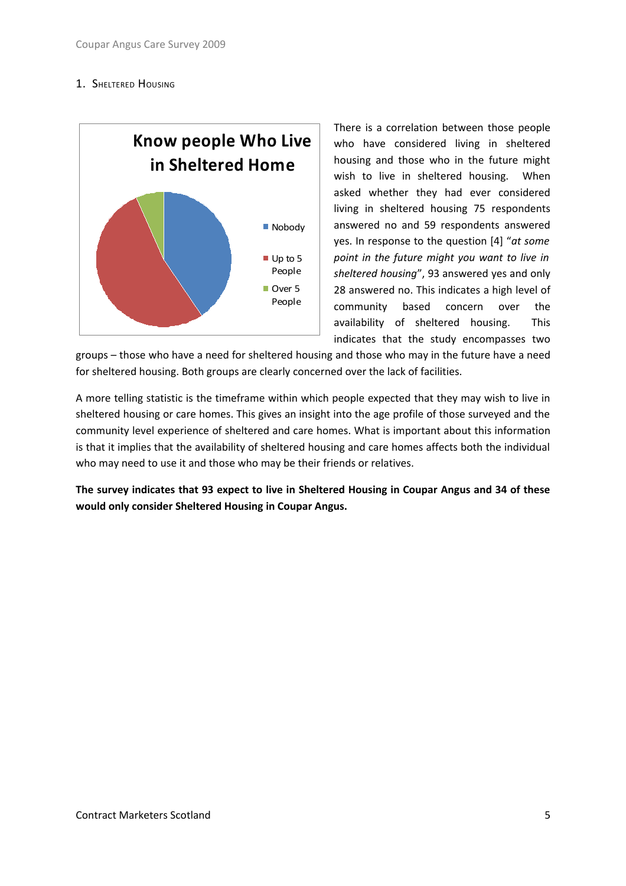## 1. Sheltered Housing

**Know people Who Live in Sheltered Home**

- Nobody
- Up to 5 People
- Over 5 People

There is a correlation between those people who have considered living in sheltered housing and those who in the future might wish to live in sheltered housing. When asked whether they had ever considered living in sheltered housing 75 respondents answered no and 59 respondents answered yes. In response to the question [4] "*at some point in the future might you want to live in sheltered housing*", 93 answered yes and only 28 answered no. This indicates a high level of community based concern over the availability of sheltered housing. This indicates that the study encompasses two groups – those who have a need for sheltered housing and those who may in the future have a need for sheltered housing. Both groups are clearly concerned over the lack of facilities.

A more telling statistic is the timeframe within which people expected that they may wish to live in sheltered housing or care homes. This gives an insight into the age profile of those surveyed and the community level experience of sheltered and care homes. What is important about this information is that it implies that the availability of sheltered housing and care homes affects both the individual who may need to use it and those who may be their friends or relatives.

**The survey indicates that 93 expect to live in Sheltered Housing in Coupar Angus and 34 of these would only consider Sheltered Housing in Coupar Angus.**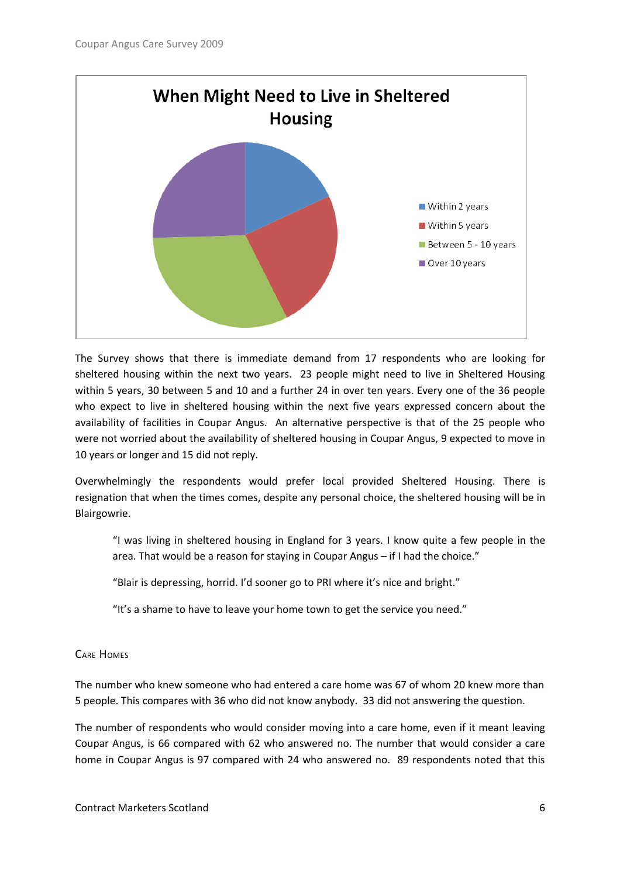**When Might Need to Live in Sheltered Housing**

- Within 2 years
- Within 5 years
- Between 5 - 10 years
- Over 10 years

The Survey shows that there is immediate demand from 17 respondents who are looking for sheltered housing within the next two years. 23 people might need to live in Sheltered Housing within 5 years, 30 between 5 and 10 and a further 24 in over ten years. Every one of the 36 people who expect to live in sheltered housing within the next five years expressed concern about the availability of facilities in Coupar Angus. An alternative perspective is that of the 25 people who were not worried about the availability of sheltered housing in Coupar Angus, 9 expected to move in 10 years or longer and 15 did not reply.

Overwhelmingly the respondents would prefer local provided Sheltered Housing. There is resignation that when the times comes, despite any personal choice, the sheltered housing will be in Blairgowrie.

> "I was living in sheltered housing in England for 3 years. I know quite a few people in the area. That would be a reason for staying in Coupar Angus – if I had the choice."
>
> "Blair is depressing, horrid. I'd sooner go to PRI where it's nice and bright."
>
> "It's a shame to have to leave your home town to get the service you need."

### Care Homes

The number who knew someone who had entered a care home was 67 of whom 20 knew more than 5 people. This compares with 36 who did not know anybody. 33 did not answering the question.

The number of respondents who would consider moving into a care home, even if it meant leaving Coupar Angus, is 66 compared with 62 who answered no. The number that would consider a care home in Coupar Angus is 97 compared with 24 who answered no. 89 respondents noted that this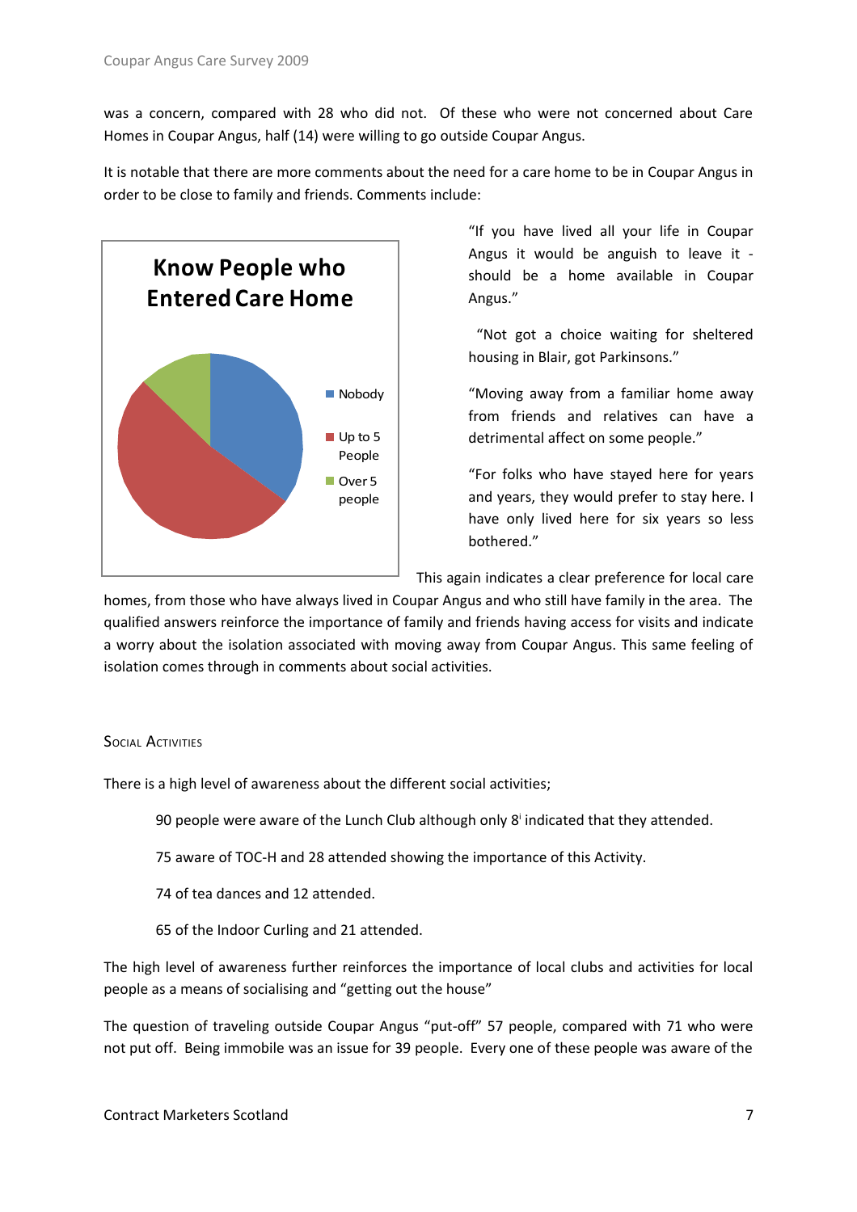was a concern, compared with 28 who did not. Of these who were not concerned about Care Homes in Coupar Angus, half (14) were willing to go outside Coupar Angus.

It is notable that there are more comments about the need for a care home to be in Coupar Angus in order to be close to family and friends. Comments include:

**Know People who Entered Care Home**

- Nobody
- Up to 5 People
- Over 5 people

"If you have lived all your life in Coupar Angus it would be anguish to leave it - should be a home available in Coupar Angus."

"Not got a choice waiting for sheltered housing in Blair, got Parkinsons."

"Moving away from a familiar home away from friends and relatives can have a detrimental affect on some people."

"For folks who have stayed here for years and years, they would prefer to stay here. I have only lived here for six years so less bothered."

This again indicates a clear preference for local care homes, from those who have always lived in Coupar Angus and who still have family in the area. The qualified answers reinforce the importance of family and friends having access for visits and indicate a worry about the isolation associated with moving away from Coupar Angus. This same feeling of isolation comes through in comments about social activities.

## Social Activities

There is a high level of awareness about the different social activities;

> 90 people were aware of the Lunch Club although only 8[i] indicated that they attended.
>
> 75 aware of TOC-H and 28 attended showing the importance of this Activity.
>
> 74 of tea dances and 12 attended.
>
> 65 of the Indoor Curling and 21 attended.

The high level of awareness further reinforces the importance of local clubs and activities for local people as a means of socialising and "getting out the house"

The question of traveling outside Coupar Angus "put-off" 57 people, compared with 71 who were not put off. Being immobile was an issue for 39 people. Every one of these people was aware of the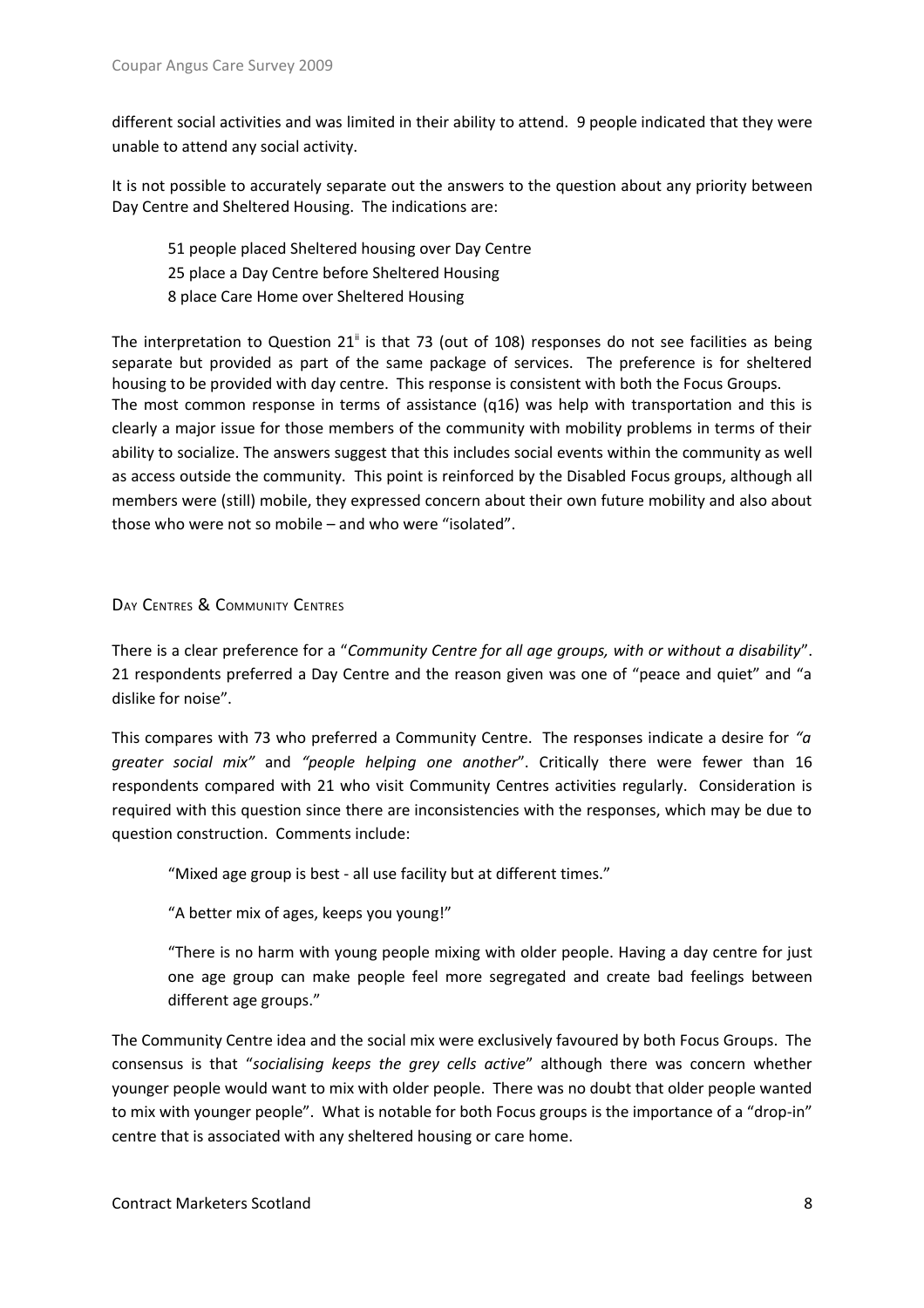different social activities and was limited in their ability to attend. 9 people indicated that they were unable to attend any social activity.

It is not possible to accurately separate out the answers to the question about any priority between Day Centre and Sheltered Housing. The indications are:

51 people placed Sheltered housing over Day Centre
25 place a Day Centre before Sheltered Housing
8 place Care Home over Sheltered Housing

The interpretation to Question 21[ii] is that 73 (out of 108) responses do not see facilities as being separate but provided as part of the same package of services. The preference is for sheltered housing to be provided with day centre. This response is consistent with both the Focus Groups.
The most common response in terms of assistance (q16) was help with transportation and this is clearly a major issue for those members of the community with mobility problems in terms of their ability to socialize. The answers suggest that this includes social events within the community as well as access outside the community. This point is reinforced by the Disabled Focus groups, although all members were (still) mobile, they expressed concern about their own future mobility and also about those who were not so mobile – and who were "isolated".

## Day Centres & Community Centres

There is a clear preference for a "*Community Centre for all age groups, with or without a disability*". 21 respondents preferred a Day Centre and the reason given was one of "peace and quiet" and "a dislike for noise".

This compares with 73 who preferred a Community Centre. The responses indicate a desire for *"a greater social mix"* and *"people helping one another*". Critically there were fewer than 16 respondents compared with 21 who visit Community Centres activities regularly. Consideration is required with this question since there are inconsistencies with the responses, which may be due to question construction. Comments include:

> "Mixed age group is best - all use facility but at different times."
>
> "A better mix of ages, keeps you young!"
>
> "There is no harm with young people mixing with older people. Having a day centre for just one age group can make people feel more segregated and create bad feelings between different age groups."

The Community Centre idea and the social mix were exclusively favoured by both Focus Groups. The consensus is that "*socialising keeps the grey cells active*" although there was concern whether younger people would want to mix with older people. There was no doubt that older people wanted to mix with younger people". What is notable for both Focus groups is the importance of a "drop-in" centre that is associated with any sheltered housing or care home.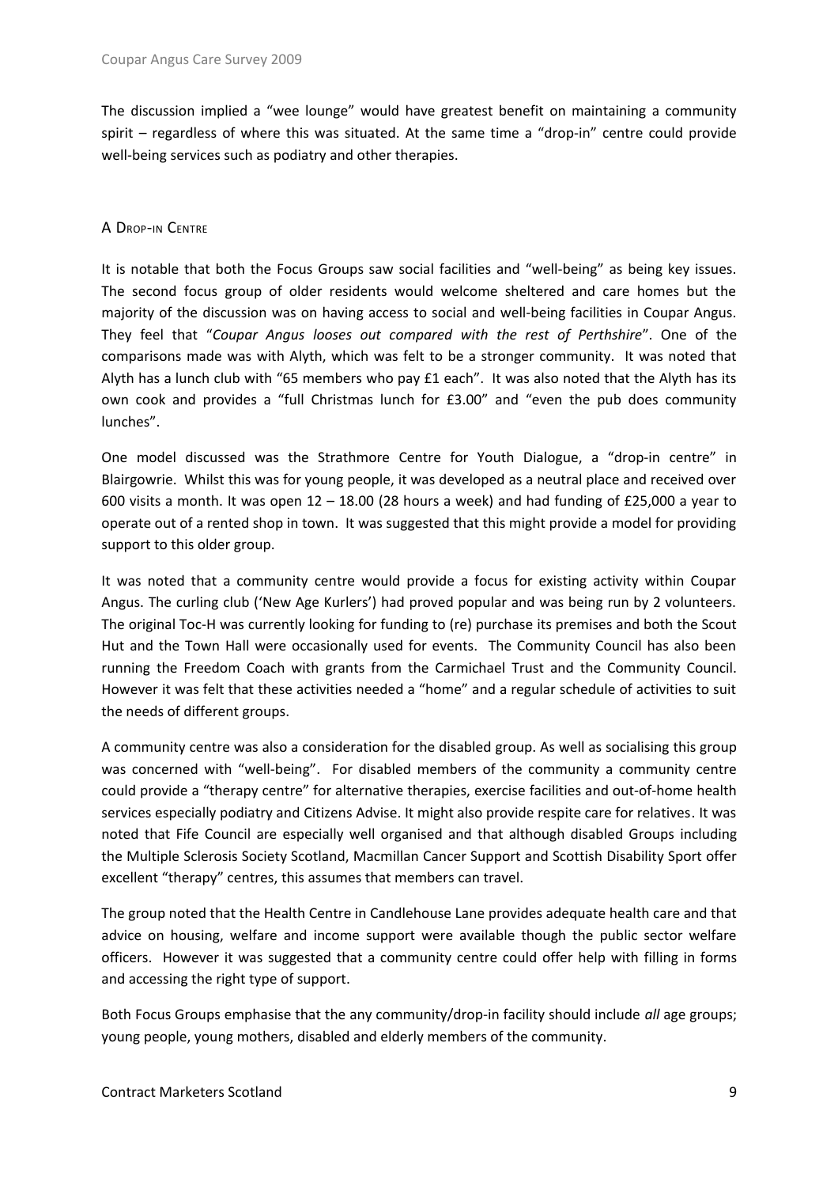The discussion implied a "wee lounge" would have greatest benefit on maintaining a community spirit – regardless of where this was situated. At the same time a "drop-in" centre could provide well-being services such as podiatry and other therapies.

## A Drop-in Centre

It is notable that both the Focus Groups saw social facilities and "well-being" as being key issues. The second focus group of older residents would welcome sheltered and care homes but the majority of the discussion was on having access to social and well-being facilities in Coupar Angus. They feel that "*Coupar Angus looses out compared with the rest of Perthshire*". One of the comparisons made was with Alyth, which was felt to be a stronger community. It was noted that Alyth has a lunch club with "65 members who pay £1 each". It was also noted that the Alyth has its own cook and provides a "full Christmas lunch for £3.00" and "even the pub does community lunches".

One model discussed was the Strathmore Centre for Youth Dialogue, a "drop-in centre" in Blairgowrie. Whilst this was for young people, it was developed as a neutral place and received over 600 visits a month. It was open 12 – 18.00 (28 hours a week) and had funding of £25,000 a year to operate out of a rented shop in town. It was suggested that this might provide a model for providing support to this older group.

It was noted that a community centre would provide a focus for existing activity within Coupar Angus. The curling club ('New Age Kurlers') had proved popular and was being run by 2 volunteers. The original Toc-H was currently looking for funding to (re) purchase its premises and both the Scout Hut and the Town Hall were occasionally used for events. The Community Council has also been running the Freedom Coach with grants from the Carmichael Trust and the Community Council. However it was felt that these activities needed a "home" and a regular schedule of activities to suit the needs of different groups.

A community centre was also a consideration for the disabled group. As well as socialising this group was concerned with "well-being". For disabled members of the community a community centre could provide a "therapy centre" for alternative therapies, exercise facilities and out-of-home health services especially podiatry and Citizens Advise. It might also provide respite care for relatives. It was noted that Fife Council are especially well organised and that although disabled Groups including the Multiple Sclerosis Society Scotland, Macmillan Cancer Support and Scottish Disability Sport offer excellent "therapy" centres, this assumes that members can travel.

The group noted that the Health Centre in Candlehouse Lane provides adequate health care and that advice on housing, welfare and income support were available though the public sector welfare officers. However it was suggested that a community centre could offer help with filling in forms and accessing the right type of support.

Both Focus Groups emphasise that the any community/drop-in facility should include *all* age groups; young people, young mothers, disabled and elderly members of the community.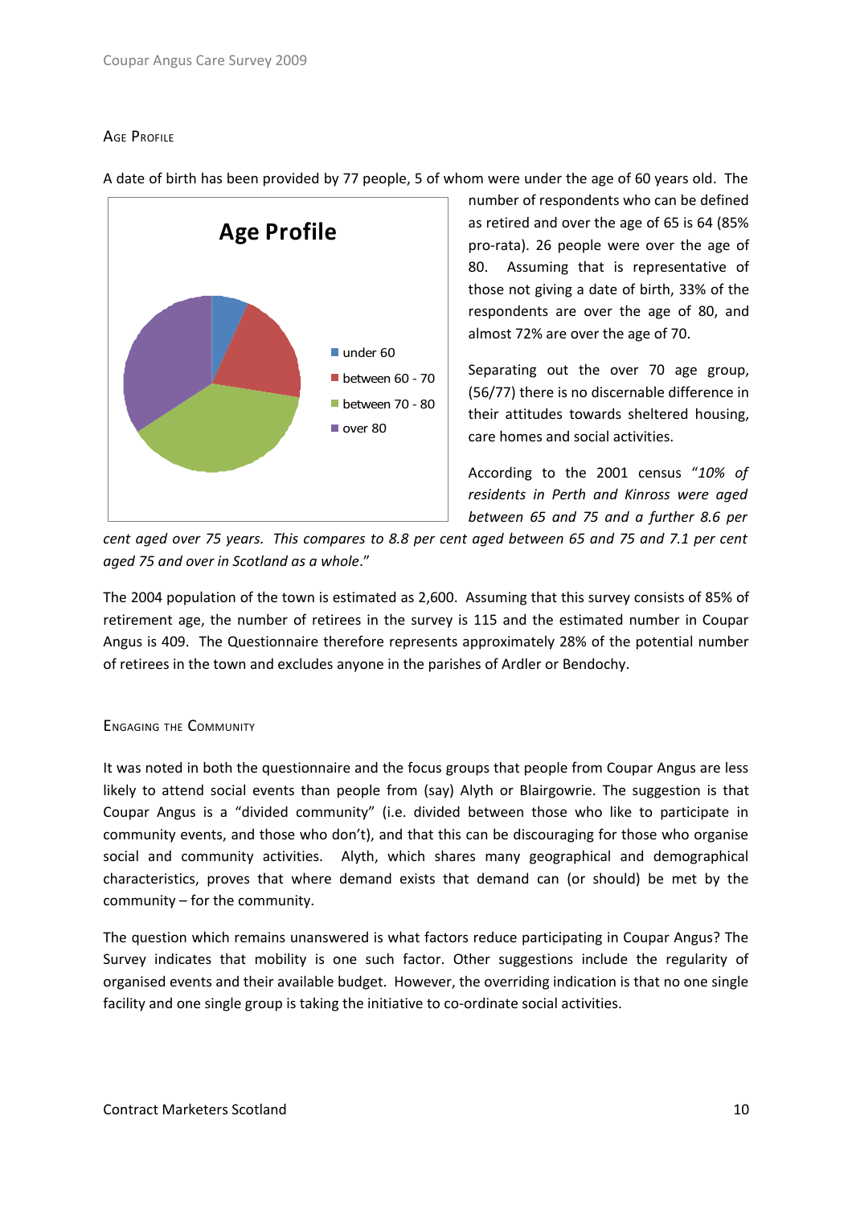## Age Profile

A date of birth has been provided by 77 people, 5 of whom were under the age of 60 years old. The number of respondents who can be defined as retired and over the age of 65 is 64 (85% pro-rata). 26 people were over the age of 80. Assuming that is representative of those not giving a date of birth, 33% of the respondents are over the age of 80, and almost 72% are over the age of 70.

Separating out the over 70 age group, (56/77) there is no discernable difference in their attitudes towards sheltered housing, care homes and social activities.

According to the 2001 census "*10% of residents in Perth and Kinross were aged between 65 and 75 and a further 8.6 per cent aged over 75 years. This compares to 8.8 per cent aged between 65 and 75 and 7.1 per cent aged 75 and over in Scotland as a whole*."

The 2004 population of the town is estimated as 2,600. Assuming that this survey consists of 85% of retirement age, the number of retirees in the survey is 115 and the estimated number in Coupar Angus is 409. The Questionnaire therefore represents approximately 28% of the potential number of retirees in the town and excludes anyone in the parishes of Ardler or Bendochy.

## Engaging the Community

It was noted in both the questionnaire and the focus groups that people from Coupar Angus are less likely to attend social events than people from (say) Alyth or Blairgowrie. The suggestion is that Coupar Angus is a "divided community" (i.e. divided between those who like to participate in community events, and those who don't), and that this can be discouraging for those who organise social and community activities. Alyth, which shares many geographical and demographical characteristics, proves that where demand exists that demand can (or should) be met by the community – for the community.

The question which remains unanswered is what factors reduce participating in Coupar Angus? The Survey indicates that mobility is one such factor. Other suggestions include the regularity of organised events and their available budget. However, the overriding indication is that no one single facility and one single group is taking the initiative to co-ordinate social activities.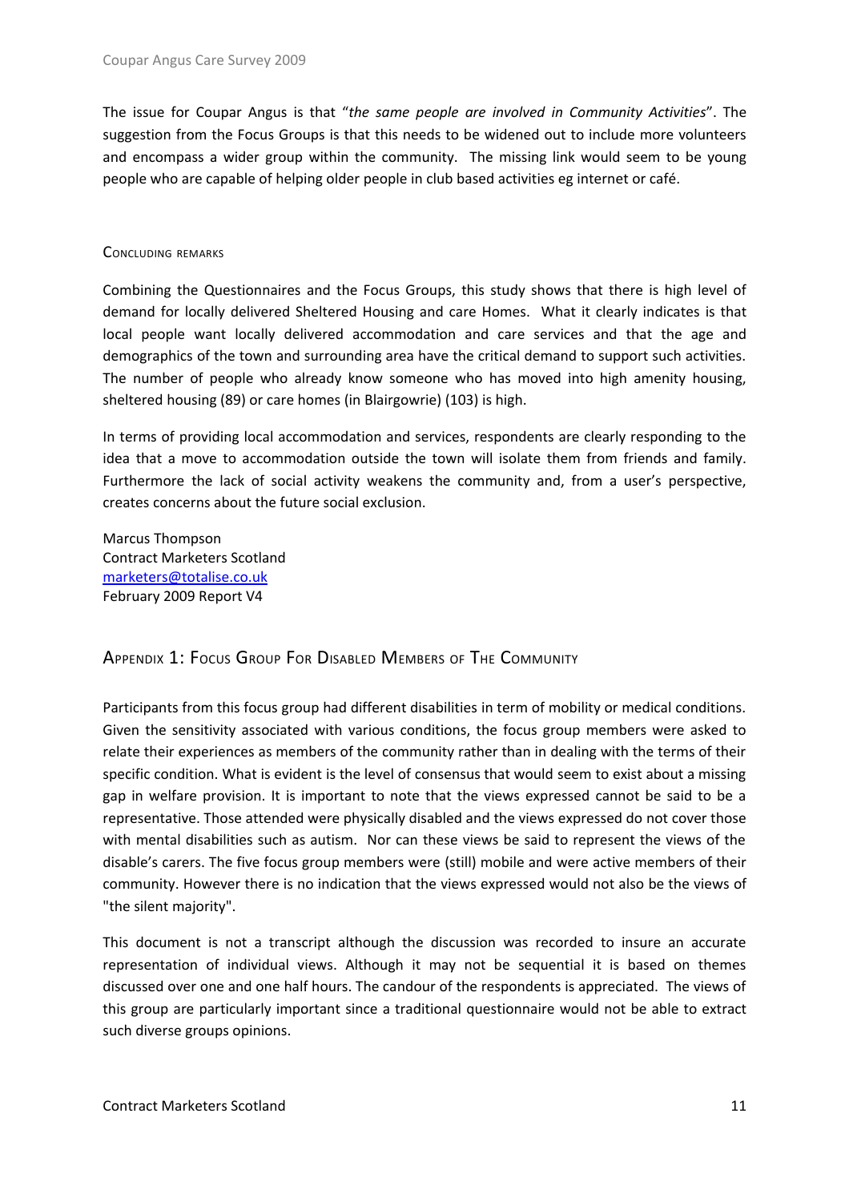The issue for Coupar Angus is that "*the same people are involved in Community Activities*". The suggestion from the Focus Groups is that this needs to be widened out to include more volunteers and encompass a wider group within the community. The missing link would seem to be young people who are capable of helping older people in club based activities eg internet or café.

### Concluding remarks

Combining the Questionnaires and the Focus Groups, this study shows that there is high level of demand for locally delivered Sheltered Housing and care Homes. What it clearly indicates is that local people want locally delivered accommodation and care services and that the age and demographics of the town and surrounding area have the critical demand to support such activities. The number of people who already know someone who has moved into high amenity housing, sheltered housing (89) or care homes (in Blairgowrie) (103) is high.

In terms of providing local accommodation and services, respondents are clearly responding to the idea that a move to accommodation outside the town will isolate them from friends and family. Furthermore the lack of social activity weakens the community and, from a user's perspective, creates concerns about the future social exclusion.

Marcus Thompson
Contract Marketers Scotland
marketers@totalise.co.uk
February 2009 Report V4

## Appendix 1: Focus Group For Disabled Members of The Community

Participants from this focus group had different disabilities in term of mobility or medical conditions. Given the sensitivity associated with various conditions, the focus group members were asked to relate their experiences as members of the community rather than in dealing with the terms of their specific condition. What is evident is the level of consensus that would seem to exist about a missing gap in welfare provision. It is important to note that the views expressed cannot be said to be a representative. Those attended were physically disabled and the views expressed do not cover those with mental disabilities such as autism. Nor can these views be said to represent the views of the disable's carers. The five focus group members were (still) mobile and were active members of their community. However there is no indication that the views expressed would not also be the views of "the silent majority".

This document is not a transcript although the discussion was recorded to insure an accurate representation of individual views. Although it may not be sequential it is based on themes discussed over one and one half hours. The candour of the respondents is appreciated. The views of this group are particularly important since a traditional questionnaire would not be able to extract such diverse groups opinions.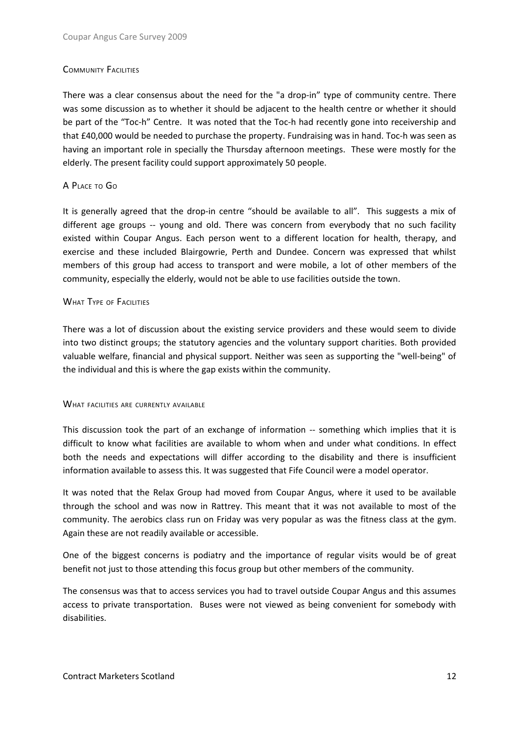## Community Facilities

There was a clear consensus about the need for the "a drop-in" type of community centre. There was some discussion as to whether it should be adjacent to the health centre or whether it should be part of the "Toc-h" Centre. It was noted that the Toc-h had recently gone into receivership and that £40,000 would be needed to purchase the property. Fundraising was in hand. Toc-h was seen as having an important role in specially the Thursday afternoon meetings. These were mostly for the elderly. The present facility could support approximately 50 people.

## A Place to Go

It is generally agreed that the drop-in centre "should be available to all". This suggests a mix of different age groups -- young and old. There was concern from everybody that no such facility existed within Coupar Angus. Each person went to a different location for health, therapy, and exercise and these included Blairgowrie, Perth and Dundee. Concern was expressed that whilst members of this group had access to transport and were mobile, a lot of other members of the community, especially the elderly, would not be able to use facilities outside the town.

## What Type of Facilities

There was a lot of discussion about the existing service providers and these would seem to divide into two distinct groups; the statutory agencies and the voluntary support charities. Both provided valuable welfare, financial and physical support. Neither was seen as supporting the "well-being" of the individual and this is where the gap exists within the community.

## What facilities are currently available

This discussion took the part of an exchange of information -- something which implies that it is difficult to know what facilities are available to whom when and under what conditions. In effect both the needs and expectations will differ according to the disability and there is insufficient information available to assess this. It was suggested that Fife Council were a model operator.

It was noted that the Relax Group had moved from Coupar Angus, where it used to be available through the school and was now in Rattrey. This meant that it was not available to most of the community. The aerobics class run on Friday was very popular as was the fitness class at the gym. Again these are not readily available or accessible.

One of the biggest concerns is podiatry and the importance of regular visits would be of great benefit not just to those attending this focus group but other members of the community.

The consensus was that to access services you had to travel outside Coupar Angus and this assumes access to private transportation. Buses were not viewed as being convenient for somebody with disabilities.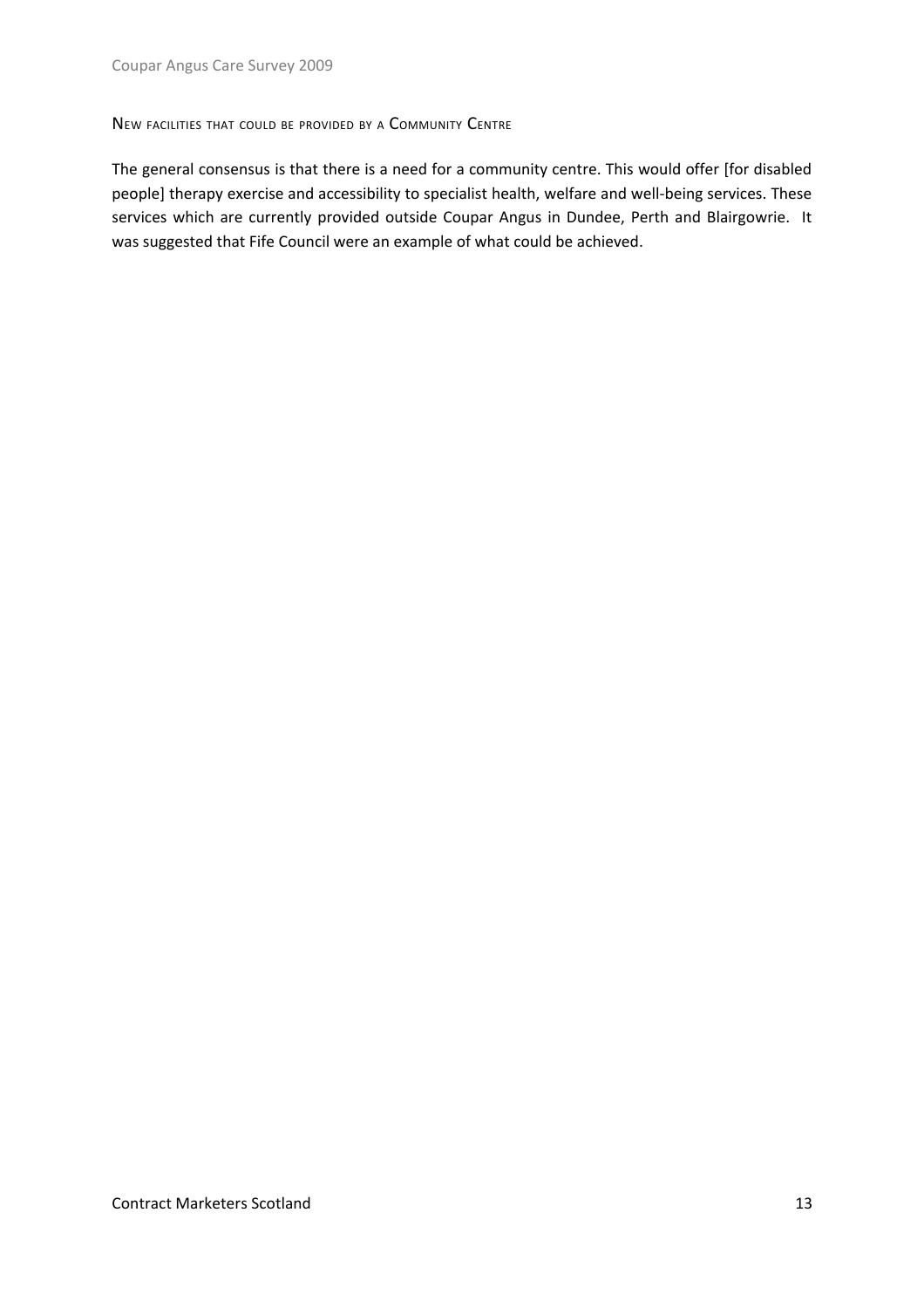## New facilities that could be provided by a Community Centre

The general consensus is that there is a need for a community centre. This would offer [for disabled people] therapy exercise and accessibility to specialist health, welfare and well-being services. These services which are currently provided outside Coupar Angus in Dundee, Perth and Blairgowrie. It was suggested that Fife Council were an example of what could be achieved.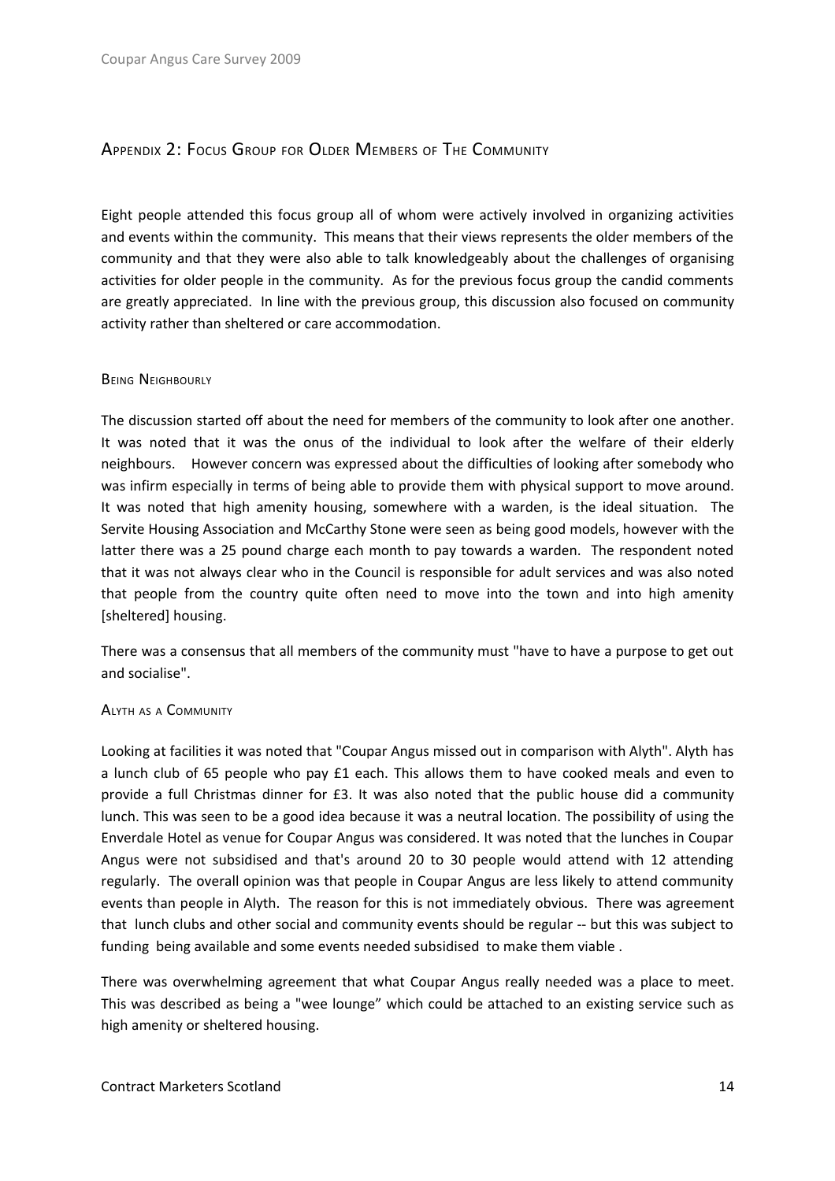## Appendix 2: Focus Group for Older Members of The Community

Eight people attended this focus group all of whom were actively involved in organizing activities and events within the community. This means that their views represents the older members of the community and that they were also able to talk knowledgeably about the challenges of organising activities for older people in the community. As for the previous focus group the candid comments are greatly appreciated. In line with the previous group, this discussion also focused on community activity rather than sheltered or care accommodation.

### Being Neighbourly

The discussion started off about the need for members of the community to look after one another. It was noted that it was the onus of the individual to look after the welfare of their elderly neighbours. However concern was expressed about the difficulties of looking after somebody who was infirm especially in terms of being able to provide them with physical support to move around. It was noted that high amenity housing, somewhere with a warden, is the ideal situation. The Servite Housing Association and McCarthy Stone were seen as being good models, however with the latter there was a 25 pound charge each month to pay towards a warden. The respondent noted that it was not always clear who in the Council is responsible for adult services and was also noted that people from the country quite often need to move into the town and into high amenity [sheltered] housing.

There was a consensus that all members of the community must "have to have a purpose to get out and socialise".

### Alyth as a Community

Looking at facilities it was noted that "Coupar Angus missed out in comparison with Alyth". Alyth has a lunch club of 65 people who pay £1 each. This allows them to have cooked meals and even to provide a full Christmas dinner for £3. It was also noted that the public house did a community lunch. This was seen to be a good idea because it was a neutral location. The possibility of using the Enverdale Hotel as venue for Coupar Angus was considered. It was noted that the lunches in Coupar Angus were not subsidised and that's around 20 to 30 people would attend with 12 attending regularly. The overall opinion was that people in Coupar Angus are less likely to attend community events than people in Alyth. The reason for this is not immediately obvious. There was agreement that lunch clubs and other social and community events should be regular -- but this was subject to funding being available and some events needed subsidised to make them viable .

There was overwhelming agreement that what Coupar Angus really needed was a place to meet. This was described as being a "wee lounge" which could be attached to an existing service such as high amenity or sheltered housing.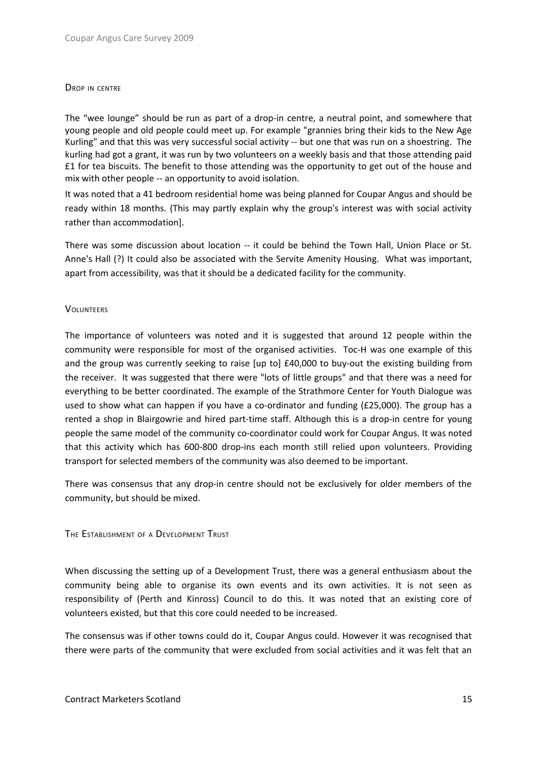## Drop in centre

The "wee lounge" should be run as part of a drop-in centre, a neutral point, and somewhere that young people and old people could meet up. For example "grannies bring their kids to the New Age Kurling" and that this was very successful social activity -- but one that was run on a shoestring. The kurling had got a grant, it was run by two volunteers on a weekly basis and that those attending paid £1 for tea biscuits. The benefit to those attending was the opportunity to get out of the house and mix with other people -- an opportunity to avoid isolation.

It was noted that a 41 bedroom residential home was being planned for Coupar Angus and should be ready within 18 months. (This may partly explain why the group's interest was with social activity rather than accommodation].

There was some discussion about location -- it could be behind the Town Hall, Union Place or St. Anne's Hall (?) It could also be associated with the Servite Amenity Housing. What was important, apart from accessibility, was that it should be a dedicated facility for the community.

## Volunteers

The importance of volunteers was noted and it is suggested that around 12 people within the community were responsible for most of the organised activities. Toc-H was one example of this and the group was currently seeking to raise [up to] £40,000 to buy-out the existing building from the receiver. It was suggested that there were "lots of little groups" and that there was a need for everything to be better coordinated. The example of the Strathmore Center for Youth Dialogue was used to show what can happen if you have a co-ordinator and funding (£25,000). The group has a rented a shop in Blairgowrie and hired part-time staff. Although this is a drop-in centre for young people the same model of the community co-coordinator could work for Coupar Angus. It was noted that this activity which has 600-800 drop-ins each month still relied upon volunteers. Providing transport for selected members of the community was also deemed to be important.

There was consensus that any drop-in centre should not be exclusively for older members of the community, but should be mixed.

## The Establishment of a Development Trust

When discussing the setting up of a Development Trust, there was a general enthusiasm about the community being able to organise its own events and its own activities. It is not seen as responsibility of (Perth and Kinross) Council to do this. It was noted that an existing core of volunteers existed, but that this core could needed to be increased.

The consensus was if other towns could do it, Coupar Angus could. However it was recognised that there were parts of the community that were excluded from social activities and it was felt that an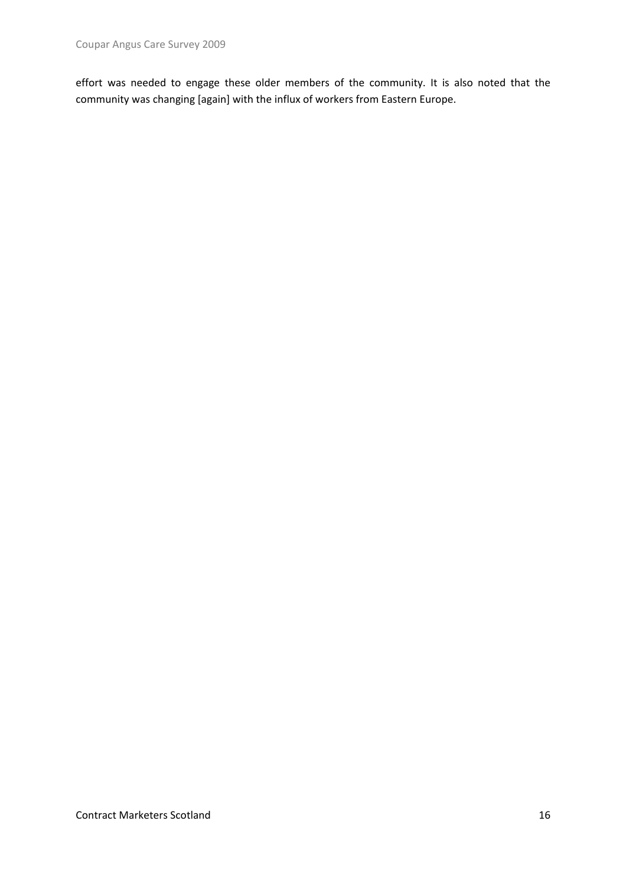effort was needed to engage these older members of the community. It is also noted that the community was changing [again] with the influx of workers from Eastern Europe.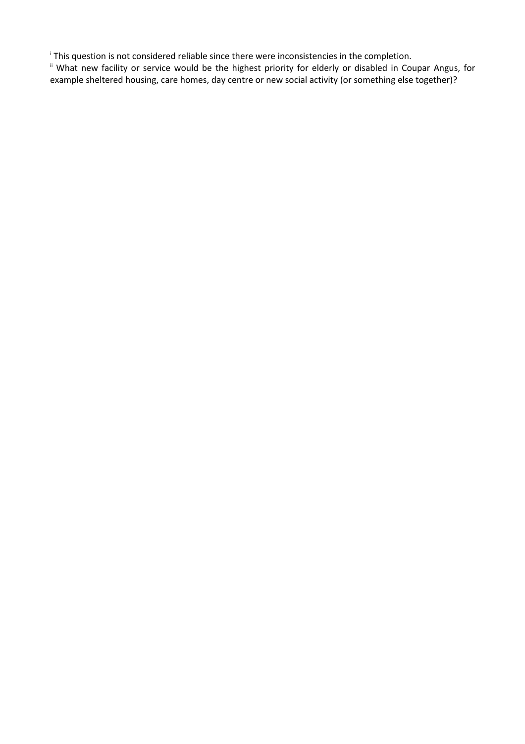[i] This question is not considered reliable since there were inconsistencies in the completion.

[ii] What new facility or service would be the highest priority for elderly or disabled in Coupar Angus, for example sheltered housing, care homes, day centre or new social activity (or something else together)?